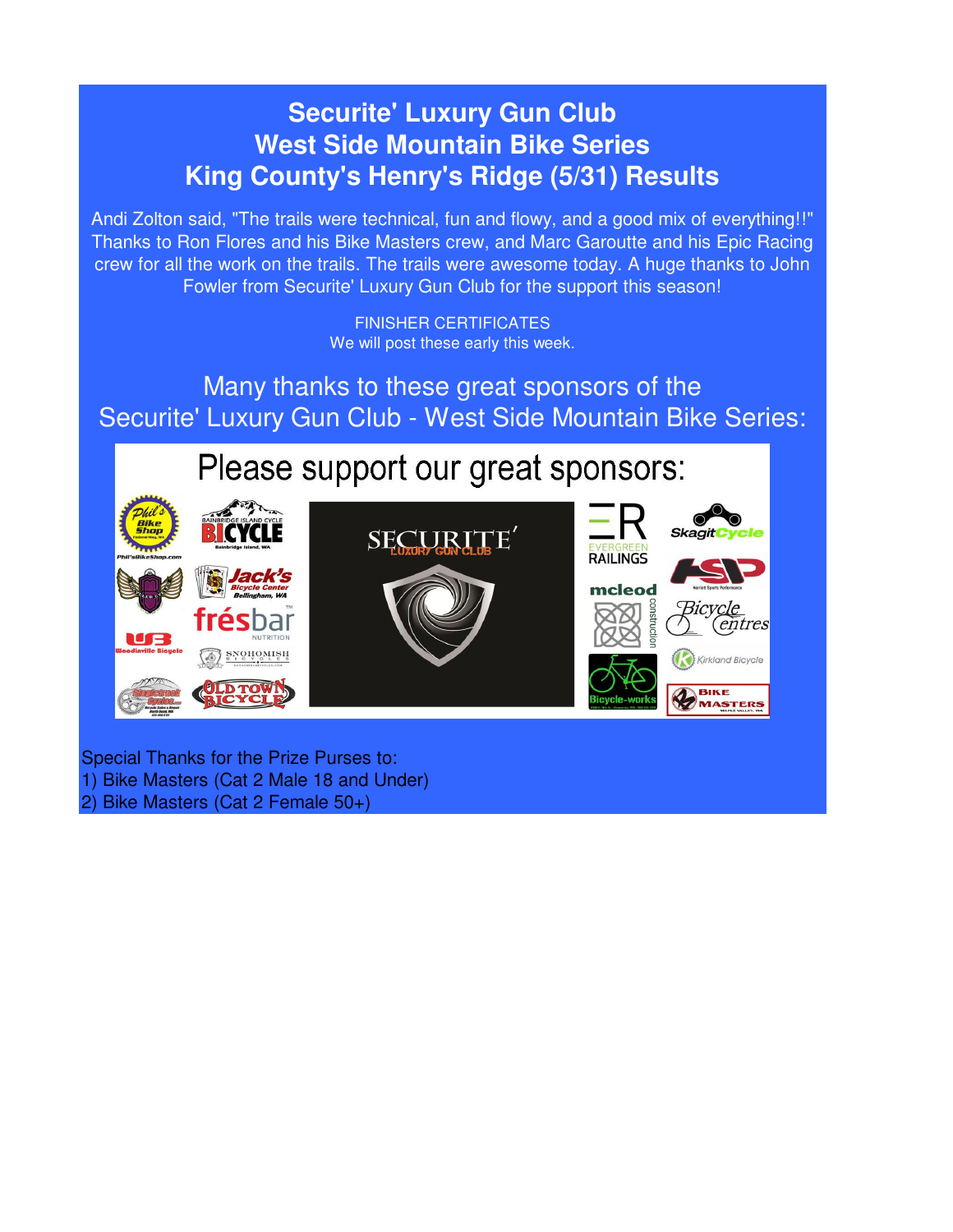# Securite' Luxury Gun Club
# West Side Mountain Bike Series
# King County's Henry's Ridge (5/31) Results

Andi Zolton said, "The trails were technical, fun and flowy, and a good mix of everything!!" Thanks to Ron Flores and his Bike Masters crew, and Marc Garoutte and his Epic Racing crew for all the work on the trails. The trails were awesome today. A huge thanks to John Fowler from Securite' Luxury Gun Club for the support this season!

FINISHER CERTIFICATES
We will post these early this week.

Many thanks to these great sponsors of the
Securite' Luxury Gun Club - West Side Mountain Bike Series:

Please support our great sponsors:

Special Thanks for the Prize Purses to:
1) Bike Masters (Cat 2 Male 18 and Under)
2) Bike Masters (Cat 2 Female 50+)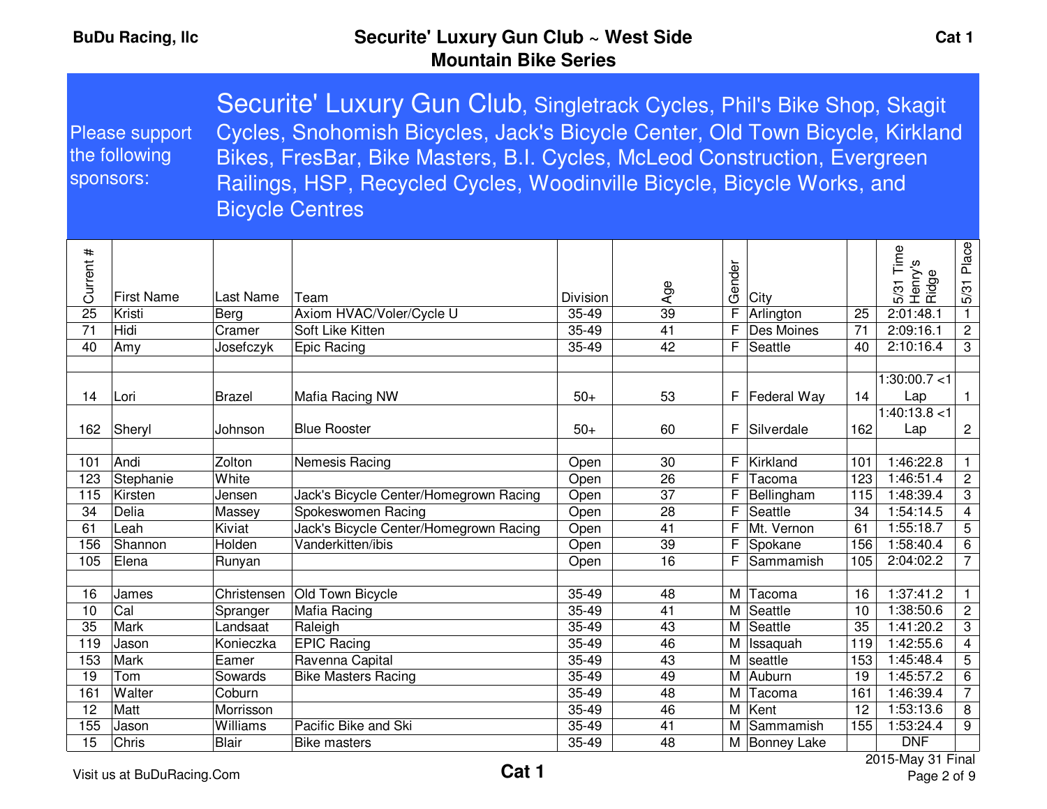# Securite' Luxury Gun Club ~ West Side Mountain Bike Series

BuDu Racing, llc

Cat 1

Please support the following sponsors:

Securite' Luxury Gun Club, Singletrack Cycles, Phil's Bike Shop, Skagit Cycles, Snohomish Bicycles, Jack's Bicycle Center, Old Town Bicycle, Kirkland Bikes, FresBar, Bike Masters, B.I. Cycles, McLeod Construction, Evergreen Railings, HSP, Recycled Cycles, Woodinville Bicycle, Bicycle Works, and Bicycle Centres

| Current # | First Name | Last Name | Team | Division | Age | Gender | City | | 5/31 Time Henry's Ridge | 5/31 Place |
|---|---|---|---|---|---|---|---|---|---|---|
| 25 | Kristi | Berg | Axiom HVAC/Voler/Cycle U | 35-49 | 39 | F | Arlington | 25 | 2:01:48.1 | 1 |
| 71 | Hidi | Cramer | Soft Like Kitten | 35-49 | 41 | F | Des Moines | 71 | 2:09:16.1 | 2 |
| 40 | Amy | Josefczyk | Epic Racing | 35-49 | 42 | F | Seattle | 40 | 2:10:16.4 | 3 |
| | | | | | | | | | | |
| 14 | Lori | Brazel | Mafia Racing NW | 50+ | 53 | F | Federal Way | 14 | 1:30:00.7 <1 Lap | 1 |
| 162 | Sheryl | Johnson | Blue Rooster | 50+ | 60 | F | Silverdale | 162 | 1:40:13.8 <1 Lap | 2 |
| | | | | | | | | | | |
| 101 | Andi | Zolton | Nemesis Racing | Open | 30 | F | Kirkland | 101 | 1:46:22.8 | 1 |
| 123 | Stephanie | White | | Open | 26 | F | Tacoma | 123 | 1:46:51.4 | 2 |
| 115 | Kirsten | Jensen | Jack's Bicycle Center/Homegrown Racing | Open | 37 | F | Bellingham | 115 | 1:48:39.4 | 3 |
| 34 | Delia | Massey | Spokeswomen Racing | Open | 28 | F | Seattle | 34 | 1:54:14.5 | 4 |
| 61 | Leah | Kiviat | Jack's Bicycle Center/Homegrown Racing | Open | 41 | F | Mt. Vernon | 61 | 1:55:18.7 | 5 |
| 156 | Shannon | Holden | Vanderkitten/ibis | Open | 39 | F | Spokane | 156 | 1:58:40.4 | 6 |
| 105 | Elena | Runyan | | Open | 16 | F | Sammamish | 105 | 2:04:02.2 | 7 |
| | | | | | | | | | | |
| 16 | James | Christensen | Old Town Bicycle | 35-49 | 48 | M | Tacoma | 16 | 1:37:41.2 | 1 |
| 10 | Cal | Spranger | Mafia Racing | 35-49 | 41 | M | Seattle | 10 | 1:38:50.6 | 2 |
| 35 | Mark | Landsaat | Raleigh | 35-49 | 43 | M | Seattle | 35 | 1:41:20.2 | 3 |
| 119 | Jason | Konieczka | EPIC Racing | 35-49 | 46 | M | Issaquah | 119 | 1:42:55.6 | 4 |
| 153 | Mark | Eamer | Ravenna Capital | 35-49 | 43 | M | seattle | 153 | 1:45:48.4 | 5 |
| 19 | Tom | Sowards | Bike Masters Racing | 35-49 | 49 | M | Auburn | 19 | 1:45:57.2 | 6 |
| 161 | Walter | Coburn | | 35-49 | 48 | M | Tacoma | 161 | 1:46:39.4 | 7 |
| 12 | Matt | Morrisson | | 35-49 | 46 | M | Kent | 12 | 1:53:13.6 | 8 |
| 155 | Jason | Williams | Pacific Bike and Ski | 35-49 | 41 | M | Sammamish | 155 | 1:53:24.4 | 9 |
| 15 | Chris | Blair | Bike masters | 35-49 | 48 | M | Bonney Lake | | DNF | |

Visit us at BuDuRacing.Com

Cat 1

2015-May 31 Final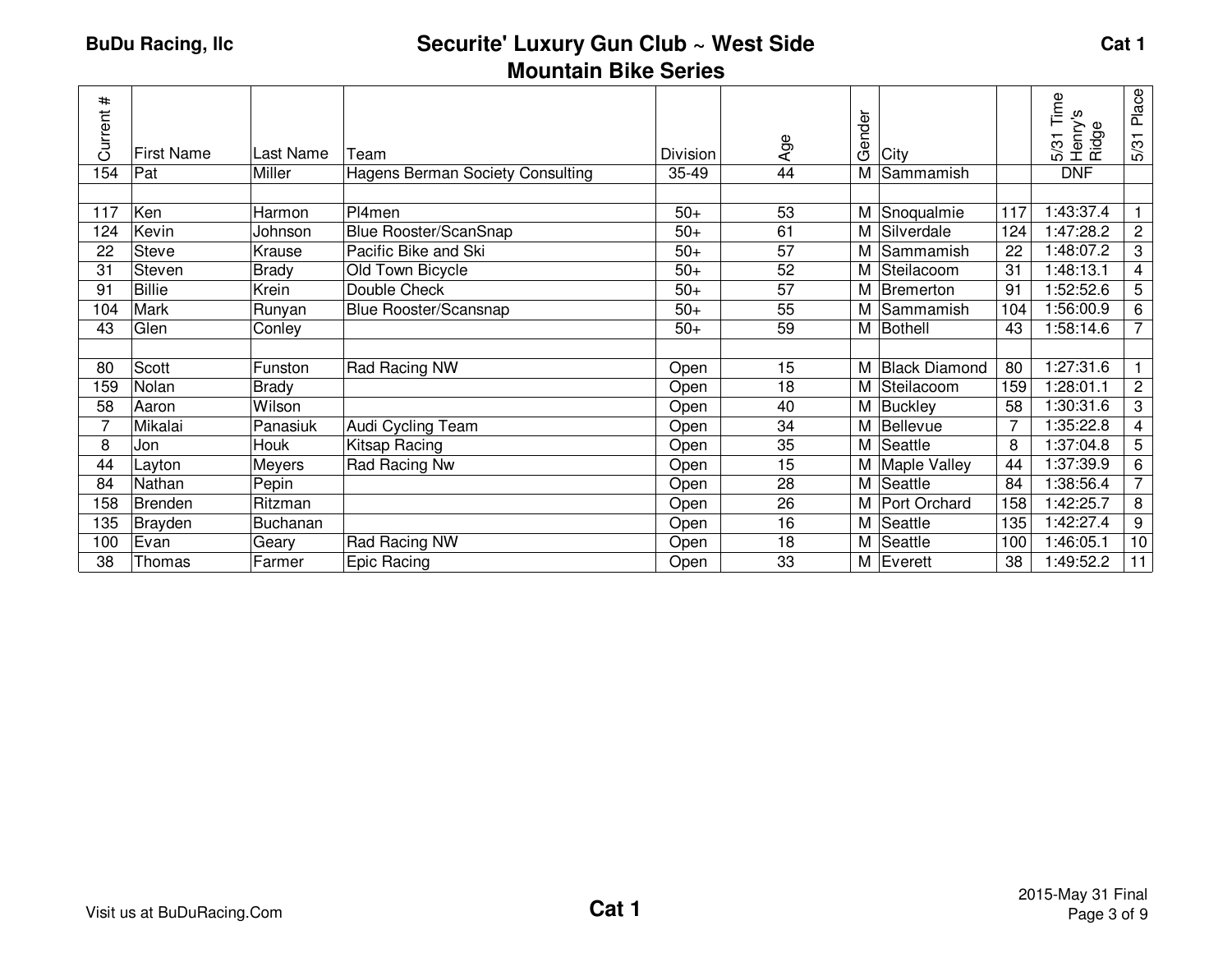BuDu Racing, llc

# Securite' Luxury Gun Club ~ West Side Mountain Bike Series

Cat 1

| Current # | First Name | Last Name | Team | Division | Age | Gender | City | | 5/31 Time Henry's Ridge | 5/31 Place |
|---|---|---|---|---|---|---|---|---|---|---|
| 154 | Pat | Miller | Hagens Berman Society Consulting | 35-49 | 44 | M | Sammamish | | DNF | |
| | | | | | | | | | | |
| 117 | Ken | Harmon | Pl4men | 50+ | 53 | M | Snoqualmie | 117 | 1:43:37.4 | 1 |
| 124 | Kevin | Johnson | Blue Rooster/ScanSnap | 50+ | 61 | M | Silverdale | 124 | 1:47:28.2 | 2 |
| 22 | Steve | Krause | Pacific Bike and Ski | 50+ | 57 | M | Sammamish | 22 | 1:48:07.2 | 3 |
| 31 | Steven | Brady | Old Town Bicycle | 50+ | 52 | M | Steilacoom | 31 | 1:48:13.1 | 4 |
| 91 | Billie | Krein | Double Check | 50+ | 57 | M | Bremerton | 91 | 1:52:52.6 | 5 |
| 104 | Mark | Runyan | Blue Rooster/Scansnap | 50+ | 55 | M | Sammamish | 104 | 1:56:00.9 | 6 |
| 43 | Glen | Conley | | 50+ | 59 | M | Bothell | 43 | 1:58:14.6 | 7 |
| | | | | | | | | | | |
| 80 | Scott | Funston | Rad Racing NW | Open | 15 | M | Black Diamond | 80 | 1:27:31.6 | 1 |
| 159 | Nolan | Brady | | Open | 18 | M | Steilacoom | 159 | 1:28:01.1 | 2 |
| 58 | Aaron | Wilson | | Open | 40 | M | Buckley | 58 | 1:30:31.6 | 3 |
| 7 | Mikalai | Panasiuk | Audi Cycling Team | Open | 34 | M | Bellevue | 7 | 1:35:22.8 | 4 |
| 8 | Jon | Houk | Kitsap Racing | Open | 35 | M | Seattle | 8 | 1:37:04.8 | 5 |
| 44 | Layton | Meyers | Rad Racing Nw | Open | 15 | M | Maple Valley | 44 | 1:37:39.9 | 6 |
| 84 | Nathan | Pepin | | Open | 28 | M | Seattle | 84 | 1:38:56.4 | 7 |
| 158 | Brenden | Ritzman | | Open | 26 | M | Port Orchard | 158 | 1:42:25.7 | 8 |
| 135 | Brayden | Buchanan | | Open | 16 | M | Seattle | 135 | 1:42:27.4 | 9 |
| 100 | Evan | Geary | Rad Racing NW | Open | 18 | M | Seattle | 100 | 1:46:05.1 | 10 |
| 38 | Thomas | Farmer | Epic Racing | Open | 33 | M | Everett | 38 | 1:49:52.2 | 11 |

Visit us at BuDuRacing.Com

Cat 1

2015-May 31 Final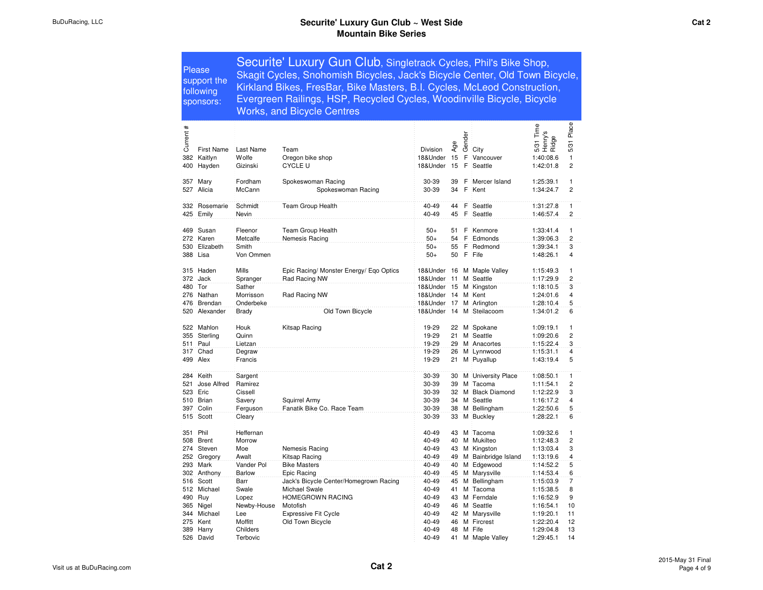# Securite' Luxury Gun Club ~ West Side
## Mountain Bike Series

**Cat 2**

Please support the following sponsors: **Securite' Luxury Gun Club**, Singletrack Cycles, Phil's Bike Shop, Skagit Cycles, Snohomish Bicycles, Jack's Bicycle Center, Old Town Bicycle, Kirkland Bikes, FresBar, Bike Masters, B.I. Cycles, McLeod Construction, Evergreen Railings, HSP, Recycled Cycles, Woodinville Bicycle, Bicycle Works, and Bicycle Centres

| Current # | First Name | Last Name | Team | Division | Age | Gender | City | 5/31 Time Henry's Ridge | 5/31 Place |
|---|---|---|---|---|---|---|---|---|---|
| 382 | Kaitlyn | Wolfe | Oregon bike shop | 18&Under | 15 | F | Vancouver | 1:40:08.6 | 1 |
| 400 | Hayden | Gizinski | CYCLE U | 18&Under | 15 | F | Seattle | 1:42:01.8 | 2 |
| 357 | Mary | Fordham | Spokeswoman Racing | 30-39 | 39 | F | Mercer Island | 1:25:39.1 | 1 |
| 527 | Alicia | McCann | Spokeswoman Racing | 30-39 | 34 | F | Kent | 1:34:24.7 | 2 |
| 332 | Rosemarie | Schmidt | Team Group Health | 40-49 | 44 | F | Seattle | 1:31:27.8 | 1 |
| 425 | Emily | Nevin | | 40-49 | 45 | F | Seattle | 1:46:57.4 | 2 |
| 469 | Susan | Fleenor | Team Group Health | 50+ | 51 | F | Kenmore | 1:33:41.4 | 1 |
| 272 | Karen | Metcalfe | Nemesis Racing | 50+ | 54 | F | Edmonds | 1:39:06.3 | 2 |
| 530 | Elizabeth | Smith | | 50+ | 55 | F | Redmond | 1:39:34.1 | 3 |
| 388 | Lisa | Von Ommen | | 50+ | 50 | F | Fife | 1:48:26.1 | 4 |
| 315 | Haden | Mills | Epic Racing/ Monster Energy/ Eqo Optics | 18&Under | 16 | M | Maple Valley | 1:15:49.3 | 1 |
| 372 | Jack | Spranger | Rad Racing NW | 18&Under | 11 | M | Seattle | 1:17:29.9 | 2 |
| 480 | Tor | Sather | | 18&Under | 15 | M | Kingston | 1:18:10.5 | 3 |
| 276 | Nathan | Morrisson | Rad Racing NW | 18&Under | 14 | M | Kent | 1:24:01.6 | 4 |
| 476 | Brendan | Onderbeke | | 18&Under | 17 | M | Arlington | 1:28:10.4 | 5 |
| 520 | Alexander | Brady | Old Town Bicycle | 18&Under | 14 | M | Steilacoom | 1:34:01.2 | 6 |
| 522 | Mahlon | Houk | Kitsap Racing | 19-29 | 22 | M | Spokane | 1:09:19.1 | 1 |
| 355 | Sterling | Quinn | | 19-29 | 21 | M | Seattle | 1:09:20.6 | 2 |
| 511 | Paul | Lietzan | | 19-29 | 29 | M | Anacortes | 1:15:22.4 | 3 |
| 317 | Chad | Degraw | | 19-29 | 26 | M | Lynnwood | 1:15:31.1 | 4 |
| 499 | Alex | Francis | | 19-29 | 21 | M | Puyallup | 1:43:19.4 | 5 |
| 284 | Keith | Sargent | | 30-39 | 30 | M | University Place | 1:08:50.1 | 1 |
| 521 | Jose Alfred | Ramirez | | 30-39 | 39 | M | Tacoma | 1:11:54.1 | 2 |
| 523 | Eric | Cissell | | 30-39 | 32 | M | Black Diamond | 1:12:22.9 | 3 |
| 510 | Brian | Savery | Squirrel Army | 30-39 | 34 | M | Seattle | 1:16:17.2 | 4 |
| 397 | Colin | Ferguson | Fanatik Bike Co. Race Team | 30-39 | 38 | M | Bellingham | 1:22:50.6 | 5 |
| 515 | Scott | Cleary | | 30-39 | 33 | M | Buckley | 1:28:22.1 | 6 |
| 351 | Phil | Heffernan | | 40-49 | 43 | M | Tacoma | 1:09:32.6 | 1 |
| 508 | Brent | Morrow | | 40-49 | 40 | M | Mukilteo | 1:12:48.3 | 2 |
| 274 | Steven | Moe | Nemesis Racing | 40-49 | 43 | M | Kingston | 1:13:03.4 | 3 |
| 252 | Gregory | Awalt | Kitsap Racing | 40-49 | 49 | M | Bainbridge Island | 1:13:19.6 | 4 |
| 293 | Mark | Vander Pol | Bike Masters | 40-49 | 40 | M | Edgewood | 1:14:52.2 | 5 |
| 302 | Anthony | Barlow | Epic Racing | 40-49 | 45 | M | Marysville | 1:14:53.4 | 6 |
| 516 | Scott | Barr | Jack's Bicycle Center/Homegrown Racing | 40-49 | 45 | M | Bellingham | 1:15:03.9 | 7 |
| 512 | Michael | Swale | Michael Swale | 40-49 | 41 | M | Tacoma | 1:15:38.5 | 8 |
| 490 | Ruy | Lopez | HOMEGROWN RACING | 40-49 | 43 | M | Ferndale | 1:16:52.9 | 9 |
| 365 | Nigel | Newby-House | Motofish | 40-49 | 46 | M | Seattle | 1:16:54.1 | 10 |
| 344 | Michael | Lee | Expressive Fit Cycle | 40-49 | 42 | M | Marysville | 1:19:20.1 | 11 |
| 275 | Kent | Moffitt | Old Town Bicycle | 40-49 | 46 | M | Fircrest | 1:22:20.4 | 12 |
| 389 | Harry | Childers | | 40-49 | 48 | M | Fife | 1:29:04.8 | 13 |
| 526 | David | Terbovic | | 40-49 | 41 | M | Maple Valley | 1:29:45.1 | 14 |

Visit us at BuDuRacing.com

2015-May 31 Final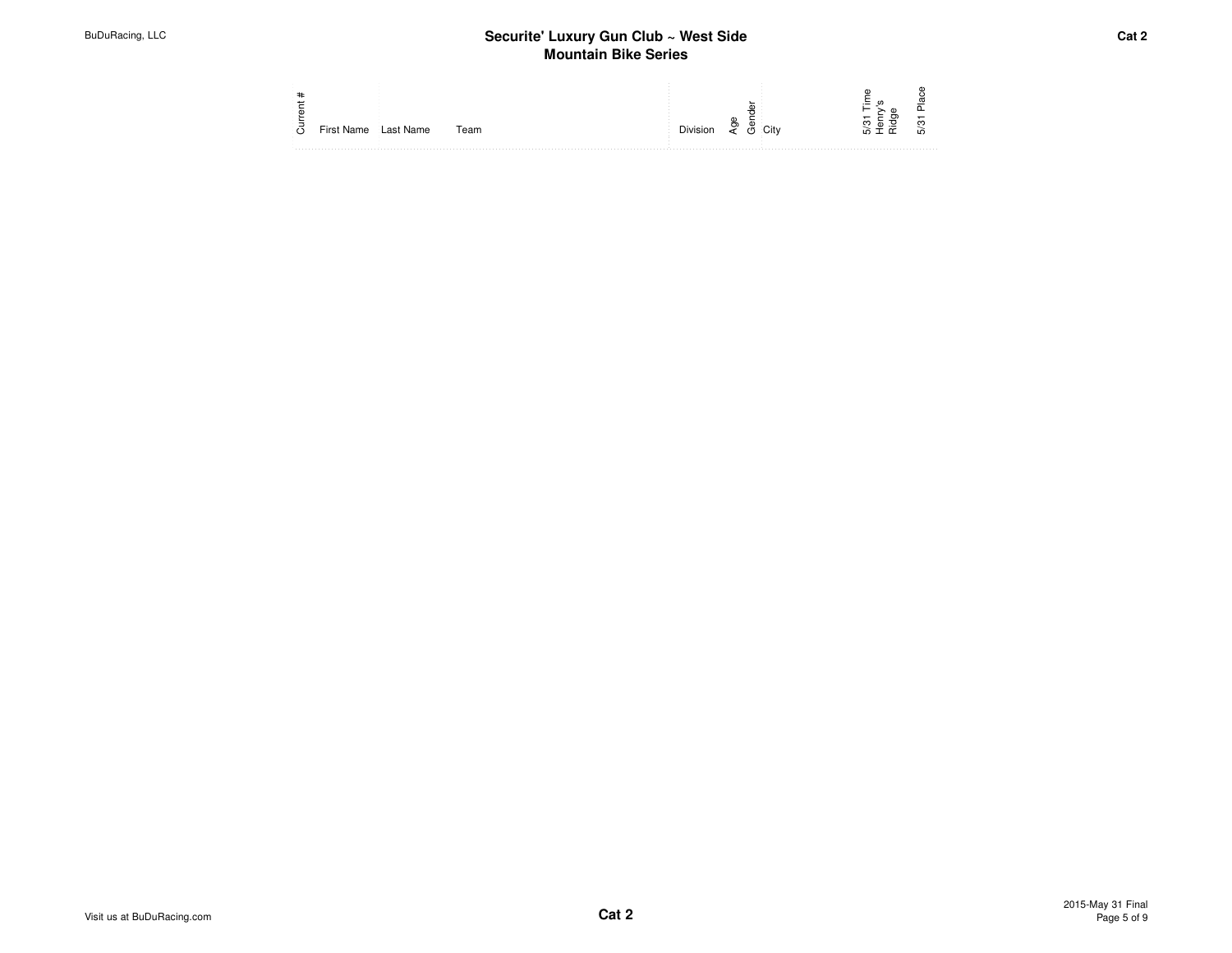## Securite' Luxury Gun Club ~ West Side
## Mountain Bike Series

**Cat 2**

| Current # | First Name | Last Name | Team | Division | Age | Gender | City | 5/31 Time Henry's Ridge | 5/31 Place |
|---|---|---|---|---|---|---|---|---|---|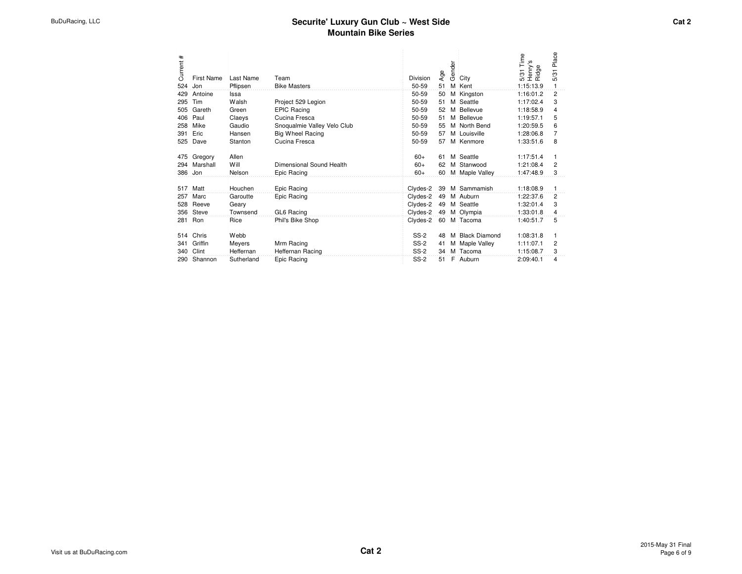# Securite' Luxury Gun Club ~ West Side
## Mountain Bike Series

Cat 2

| Current # | First Name | Last Name | Team | Division | Age | Gender | City | 5/31 Time Henry's Ridge | 5/31 Place |
|---|---|---|---|---|---|---|---|---|---|
| 524 | Jon | Pflipsen | Bike Masters | 50-59 | 51 | M | Kent | 1:15:13.9 | 1 |
| 429 | Antoine | Issa | | 50-59 | 50 | M | Kingston | 1:16:01.2 | 2 |
| 295 | Tim | Walsh | Project 529 Legion | 50-59 | 51 | M | Seattle | 1:17:02.4 | 3 |
| 505 | Gareth | Green | EPIC Racing | 50-59 | 52 | M | Bellevue | 1:18:58.9 | 4 |
| 406 | Paul | Claeys | Cucina Fresca | 50-59 | 51 | M | Bellevue | 1:19:57.1 | 5 |
| 258 | Mike | Gaudio | Snoqualmie Valley Velo Club | 50-59 | 55 | M | North Bend | 1:20:59.5 | 6 |
| 391 | Eric | Hansen | Big Wheel Racing | 50-59 | 57 | M | Louisville | 1:28:06.8 | 7 |
| 525 | Dave | Stanton | Cucina Fresca | 50-59 | 57 | M | Kenmore | 1:33:51.6 | 8 |
| | | | | | | | | | |
| 475 | Gregory | Allen | | 60+ | 61 | M | Seattle | 1:17:51.4 | 1 |
| 294 | Marshall | Will | Dimensional Sound Health | 60+ | 62 | M | Stanwood | 1:21:08.4 | 2 |
| 386 | Jon | Nelson | Epic Racing | 60+ | 60 | M | Maple Valley | 1:47:48.9 | 3 |
| | | | | | | | | | |
| 517 | Matt | Houchen | Epic Racing | Clydes-2 | 39 | M | Sammamish | 1:18:08.9 | 1 |
| 257 | Marc | Garoutte | Epic Racing | Clydes-2 | 49 | M | Auburn | 1:22:37.6 | 2 |
| 528 | Reeve | Geary | | Clydes-2 | 49 | M | Seattle | 1:32:01.4 | 3 |
| 356 | Steve | Townsend | GL6 Racing | Clydes-2 | 49 | M | Olympia | 1:33:01.8 | 4 |
| 281 | Ron | Rice | Phil's Bike Shop | Clydes-2 | 60 | M | Tacoma | 1:40:51.7 | 5 |
| | | | | | | | | | |
| 514 | Chris | Webb | | SS-2 | 48 | M | Black Diamond | 1:08:31.8 | 1 |
| 341 | Griffin | Meyers | Mrm Racing | SS-2 | 41 | M | Maple Valley | 1:11:07.1 | 2 |
| 340 | Clint | Heffernan | Heffernan Racing | SS-2 | 34 | M | Tacoma | 1:15:08.7 | 3 |
| 290 | Shannon | Sutherland | Epic Racing | SS-2 | 51 | F | Auburn | 2:09:40.1 | 4 |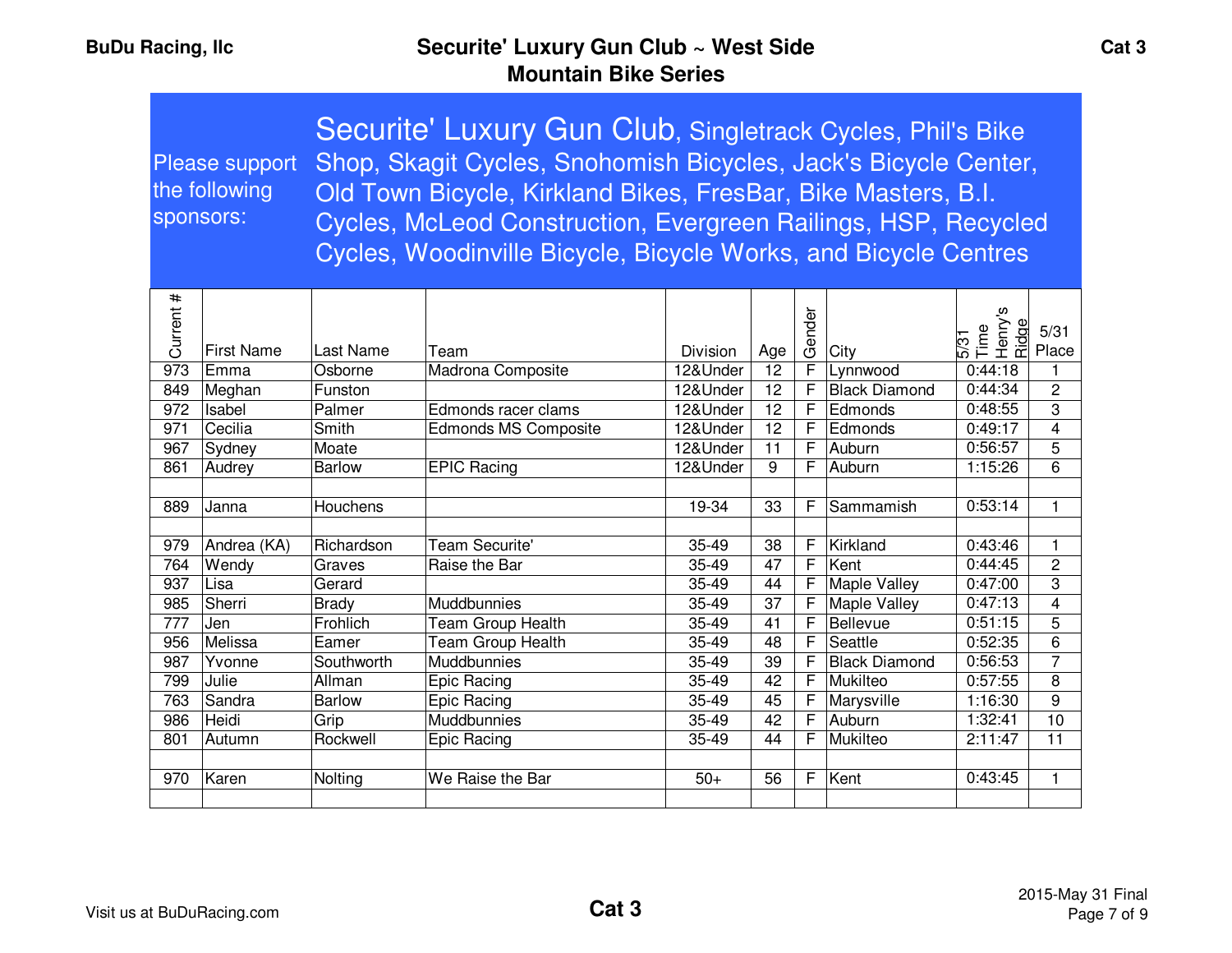**BuDu Racing, llc**

# Securite' Luxury Gun Club ~ West Side Mountain Bike Series

**Cat 3**

Please support the following sponsors:

Securite' Luxury Gun Club, Singletrack Cycles, Phil's Bike Shop, Skagit Cycles, Snohomish Bicycles, Jack's Bicycle Center, Old Town Bicycle, Kirkland Bikes, FresBar, Bike Masters, B.I. Cycles, McLeod Construction, Evergreen Railings, HSP, Recycled Cycles, Woodinville Bicycle, Bicycle Works, and Bicycle Centres

| Current # | First Name | Last Name | Team | Division | Age | Gender | City | 5/31 Time Henry's Ridge | 5/31 Place |
|---|---|---|---|---|---|---|---|---|---|
| 973 | Emma | Osborne | Madrona Composite | 12&Under | 12 | F | Lynnwood | 0:44:18 | 1 |
| 849 | Meghan | Funston | | 12&Under | 12 | F | Black Diamond | 0:44:34 | 2 |
| 972 | Isabel | Palmer | Edmonds racer clams | 12&Under | 12 | F | Edmonds | 0:48:55 | 3 |
| 971 | Cecilia | Smith | Edmonds MS Composite | 12&Under | 12 | F | Edmonds | 0:49:17 | 4 |
| 967 | Sydney | Moate | | 12&Under | 11 | F | Auburn | 0:56:57 | 5 |
| 861 | Audrey | Barlow | EPIC Racing | 12&Under | 9 | F | Auburn | 1:15:26 | 6 |
| | | | | | | | | | |
| 889 | Janna | Houchens | | 19-34 | 33 | F | Sammamish | 0:53:14 | 1 |
| | | | | | | | | | |
| 979 | Andrea (KA) | Richardson | Team Securite' | 35-49 | 38 | F | Kirkland | 0:43:46 | 1 |
| 764 | Wendy | Graves | Raise the Bar | 35-49 | 47 | F | Kent | 0:44:45 | 2 |
| 937 | Lisa | Gerard | | 35-49 | 44 | F | Maple Valley | 0:47:00 | 3 |
| 985 | Sherri | Brady | Muddbunnies | 35-49 | 37 | F | Maple Valley | 0:47:13 | 4 |
| 777 | Jen | Frohlich | Team Group Health | 35-49 | 41 | F | Bellevue | 0:51:15 | 5 |
| 956 | Melissa | Eamer | Team Group Health | 35-49 | 48 | F | Seattle | 0:52:35 | 6 |
| 987 | Yvonne | Southworth | Muddbunnies | 35-49 | 39 | F | Black Diamond | 0:56:53 | 7 |
| 799 | Julie | Allman | Epic Racing | 35-49 | 42 | F | Mukilteo | 0:57:55 | 8 |
| 763 | Sandra | Barlow | Epic Racing | 35-49 | 45 | F | Marysville | 1:16:30 | 9 |
| 986 | Heidi | Grip | Muddbunnies | 35-49 | 42 | F | Auburn | 1:32:41 | 10 |
| 801 | Autumn | Rockwell | Epic Racing | 35-49 | 44 | F | Mukilteo | 2:11:47 | 11 |
| | | | | | | | | | |
| 970 | Karen | Nolting | We Raise the Bar | 50+ | 56 | F | Kent | 0:43:45 | 1 |
| | | | | | | | | | |

Visit us at BuDuRacing.com

2015-May 31 Final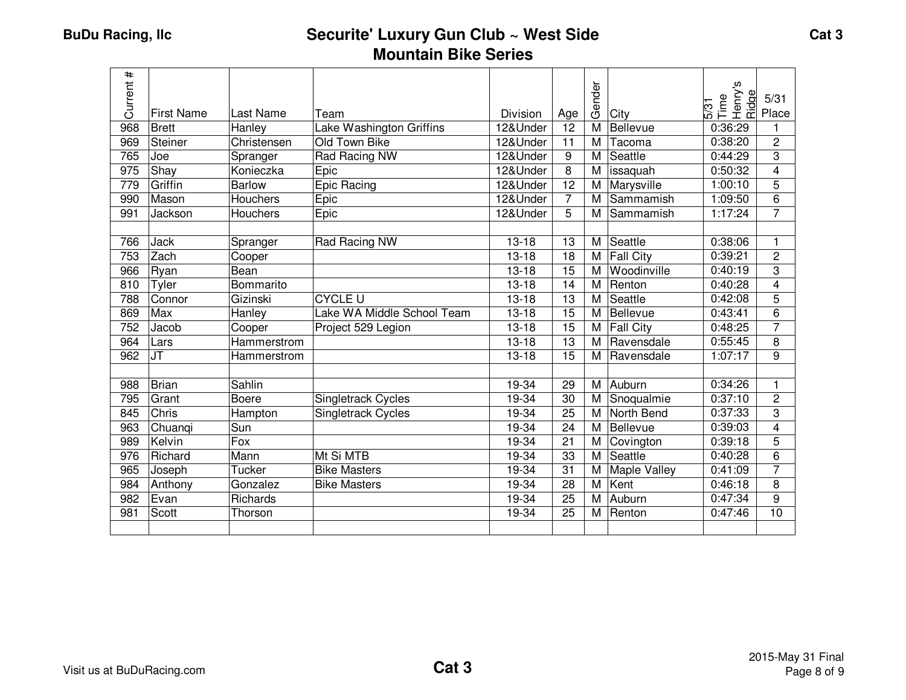BuDu Racing, llc

# Securite' Luxury Gun Club ~ West Side Mountain Bike Series

Cat 3

| Current # | First Name | Last Name | Team | Division | Age | Gender | City | 5/31 Time Henry's Ridge | 5/31 Place |
|---|---|---|---|---|---|---|---|---|---|
| 968 | Brett | Hanley | Lake Washington Griffins | 12&Under | 12 | M | Bellevue | 0:36:29 | 1 |
| 969 | Steiner | Christensen | Old Town Bike | 12&Under | 11 | M | Tacoma | 0:38:20 | 2 |
| 765 | Joe | Spranger | Rad Racing NW | 12&Under | 9 | M | Seattle | 0:44:29 | 3 |
| 975 | Shay | Konieczka | Epic | 12&Under | 8 | M | issaquah | 0:50:32 | 4 |
| 779 | Griffin | Barlow | Epic Racing | 12&Under | 12 | M | Marysville | 1:00:10 | 5 |
| 990 | Mason | Houchers | Epic | 12&Under | 7 | M | Sammamish | 1:09:50 | 6 |
| 991 | Jackson | Houchers | Epic | 12&Under | 5 | M | Sammamish | 1:17:24 | 7 |
| | | | | | | | | | |
| 766 | Jack | Spranger | Rad Racing NW | 13-18 | 13 | M | Seattle | 0:38:06 | 1 |
| 753 | Zach | Cooper | | 13-18 | 18 | M | Fall City | 0:39:21 | 2 |
| 966 | Ryan | Bean | | 13-18 | 15 | M | Woodinville | 0:40:19 | 3 |
| 810 | Tyler | Bommarito | | 13-18 | 14 | M | Renton | 0:40:28 | 4 |
| 788 | Connor | Gizinski | CYCLE U | 13-18 | 13 | M | Seattle | 0:42:08 | 5 |
| 869 | Max | Hanley | Lake WA Middle School Team | 13-18 | 15 | M | Bellevue | 0:43:41 | 6 |
| 752 | Jacob | Cooper | Project 529 Legion | 13-18 | 15 | M | Fall City | 0:48:25 | 7 |
| 964 | Lars | Hammerstrom | | 13-18 | 13 | M | Ravensdale | 0:55:45 | 8 |
| 962 | JT | Hammerstrom | | 13-18 | 15 | M | Ravensdale | 1:07:17 | 9 |
| | | | | | | | | | |
| 988 | Brian | Sahlin | | 19-34 | 29 | M | Auburn | 0:34:26 | 1 |
| 795 | Grant | Boere | Singletrack Cycles | 19-34 | 30 | M | Snoqualmie | 0:37:10 | 2 |
| 845 | Chris | Hampton | Singletrack Cycles | 19-34 | 25 | M | North Bend | 0:37:33 | 3 |
| 963 | Chuanqi | Sun | | 19-34 | 24 | M | Bellevue | 0:39:03 | 4 |
| 989 | Kelvin | Fox | | 19-34 | 21 | M | Covington | 0:39:18 | 5 |
| 976 | Richard | Mann | Mt Si MTB | 19-34 | 33 | M | Seattle | 0:40:28 | 6 |
| 965 | Joseph | Tucker | Bike Masters | 19-34 | 31 | M | Maple Valley | 0:41:09 | 7 |
| 984 | Anthony | Gonzalez | Bike Masters | 19-34 | 28 | M | Kent | 0:46:18 | 8 |
| 982 | Evan | Richards | | 19-34 | 25 | M | Auburn | 0:47:34 | 9 |
| 981 | Scott | Thorson | | 19-34 | 25 | M | Renton | 0:47:46 | 10 |

Visit us at BuDuRacing.com

**Cat 3**

2015-May 31 Final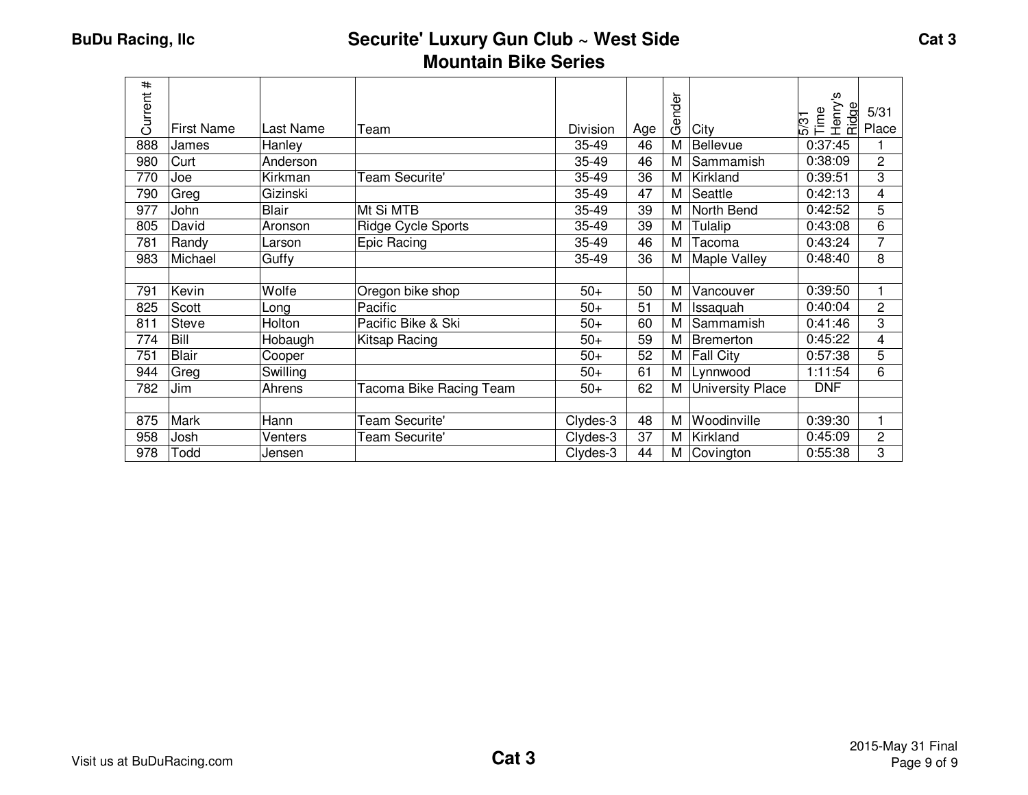# Securite' Luxury Gun Club ~ West Side Mountain Bike Series

| Current # | First Name | Last Name | Team | Division | Age | Gender | City | 5/31 Time Henry's Ridge | 5/31 Place |
|---|---|---|---|---|---|---|---|---|---|
| 888 | James | Hanley | | 35-49 | 46 | M | Bellevue | 0:37:45 | 1 |
| 980 | Curt | Anderson | | 35-49 | 46 | M | Sammamish | 0:38:09 | 2 |
| 770 | Joe | Kirkman | Team Securite' | 35-49 | 36 | M | Kirkland | 0:39:51 | 3 |
| 790 | Greg | Gizinski | | 35-49 | 47 | M | Seattle | 0:42:13 | 4 |
| 977 | John | Blair | Mt Si MTB | 35-49 | 39 | M | North Bend | 0:42:52 | 5 |
| 805 | David | Aronson | Ridge Cycle Sports | 35-49 | 39 | M | Tulalip | 0:43:08 | 6 |
| 781 | Randy | Larson | Epic Racing | 35-49 | 46 | M | Tacoma | 0:43:24 | 7 |
| 983 | Michael | Guffy | | 35-49 | 36 | M | Maple Valley | 0:48:40 | 8 |
| | | | | | | | | | |
| 791 | Kevin | Wolfe | Oregon bike shop | 50+ | 50 | M | Vancouver | 0:39:50 | 1 |
| 825 | Scott | Long | Pacific | 50+ | 51 | M | Issaquah | 0:40:04 | 2 |
| 811 | Steve | Holton | Pacific Bike & Ski | 50+ | 60 | M | Sammamish | 0:41:46 | 3 |
| 774 | Bill | Hobaugh | Kitsap Racing | 50+ | 59 | M | Bremerton | 0:45:22 | 4 |
| 751 | Blair | Cooper | | 50+ | 52 | M | Fall City | 0:57:38 | 5 |
| 944 | Greg | Swilling | | 50+ | 61 | M | Lynnwood | 1:11:54 | 6 |
| 782 | Jim | Ahrens | Tacoma Bike Racing Team | 50+ | 62 | M | University Place | DNF | |
| | | | | | | | | | |
| 875 | Mark | Hann | Team Securite' | Clydes-3 | 48 | M | Woodinville | 0:39:30 | 1 |
| 958 | Josh | Venters | Team Securite' | Clydes-3 | 37 | M | Kirkland | 0:45:09 | 2 |
| 978 | Todd | Jensen | | Clydes-3 | 44 | M | Covington | 0:55:38 | 3 |

Visit us at BuDuRacing.com

2015-May 31 Final